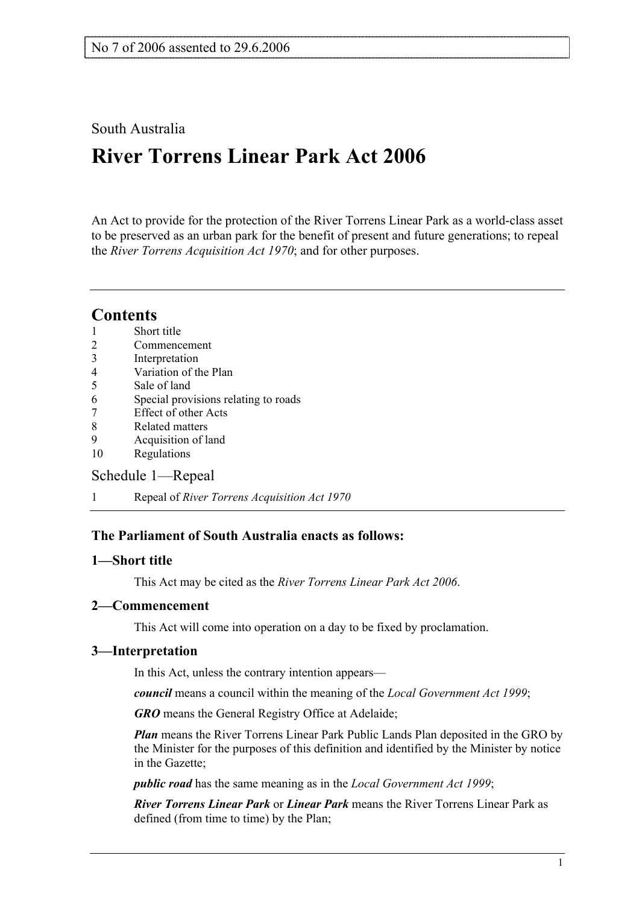No 7 of 2006 assented to 29.6.2006

South Australia

# River Torrens Linear Park Act 2006

An Act to provide for the protection of the River Torrens Linear Park as a world-class asset to be preserved as an urban park for the benefit of present and future generations; to repeal the *River Torrens Acquisition Act 1970*; and for other purposes.

## Contents

1 Short title
2 Commencement
3 Interpretation
4 Variation of the Plan
5 Sale of land
6 Special provisions relating to roads
7 Effect of other Acts
8 Related matters
9 Acquisition of land
10 Regulations

Schedule 1—Repeal

1 Repeal of *River Torrens Acquisition Act 1970*

### The Parliament of South Australia enacts as follows:

### 1—Short title

This Act may be cited as the *River Torrens Linear Park Act 2006*.

### 2—Commencement

This Act will come into operation on a day to be fixed by proclamation.

### 3—Interpretation

In this Act, unless the contrary intention appears—

***council*** means a council within the meaning of the *Local Government Act 1999*;

***GRO*** means the General Registry Office at Adelaide;

***Plan*** means the River Torrens Linear Park Public Lands Plan deposited in the GRO by the Minister for the purposes of this definition and identified by the Minister by notice in the Gazette;

***public road*** has the same meaning as in the *Local Government Act 1999*;

***River Torrens Linear Park*** or ***Linear Park*** means the River Torrens Linear Park as defined (from time to time) by the Plan;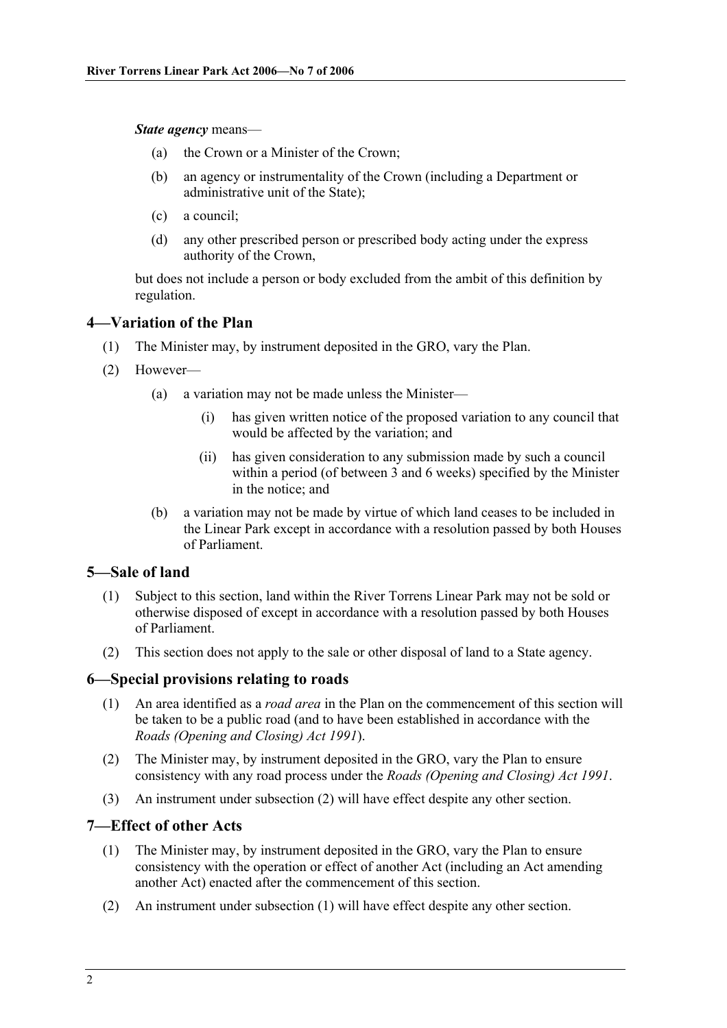***State agency*** means—

(a) the Crown or a Minister of the Crown;

(b) an agency or instrumentality of the Crown (including a Department or administrative unit of the State);

(c) a council;

(d) any other prescribed person or prescribed body acting under the express authority of the Crown,

but does not include a person or body excluded from the ambit of this definition by regulation.

## 4—Variation of the Plan

(1) The Minister may, by instrument deposited in the GRO, vary the Plan.

(2) However—

(a) a variation may not be made unless the Minister—

(i) has given written notice of the proposed variation to any council that would be affected by the variation; and

(ii) has given consideration to any submission made by such a council within a period (of between 3 and 6 weeks) specified by the Minister in the notice; and

(b) a variation may not be made by virtue of which land ceases to be included in the Linear Park except in accordance with a resolution passed by both Houses of Parliament.

## 5—Sale of land

(1) Subject to this section, land within the River Torrens Linear Park may not be sold or otherwise disposed of except in accordance with a resolution passed by both Houses of Parliament.

(2) This section does not apply to the sale or other disposal of land to a State agency.

## 6—Special provisions relating to roads

(1) An area identified as a *road area* in the Plan on the commencement of this section will be taken to be a public road (and to have been established in accordance with the *Roads (Opening and Closing) Act 1991*).

(2) The Minister may, by instrument deposited in the GRO, vary the Plan to ensure consistency with any road process under the *Roads (Opening and Closing) Act 1991*.

(3) An instrument under subsection (2) will have effect despite any other section.

## 7—Effect of other Acts

(1) The Minister may, by instrument deposited in the GRO, vary the Plan to ensure consistency with the operation or effect of another Act (including an Act amending another Act) enacted after the commencement of this section.

(2) An instrument under subsection (1) will have effect despite any other section.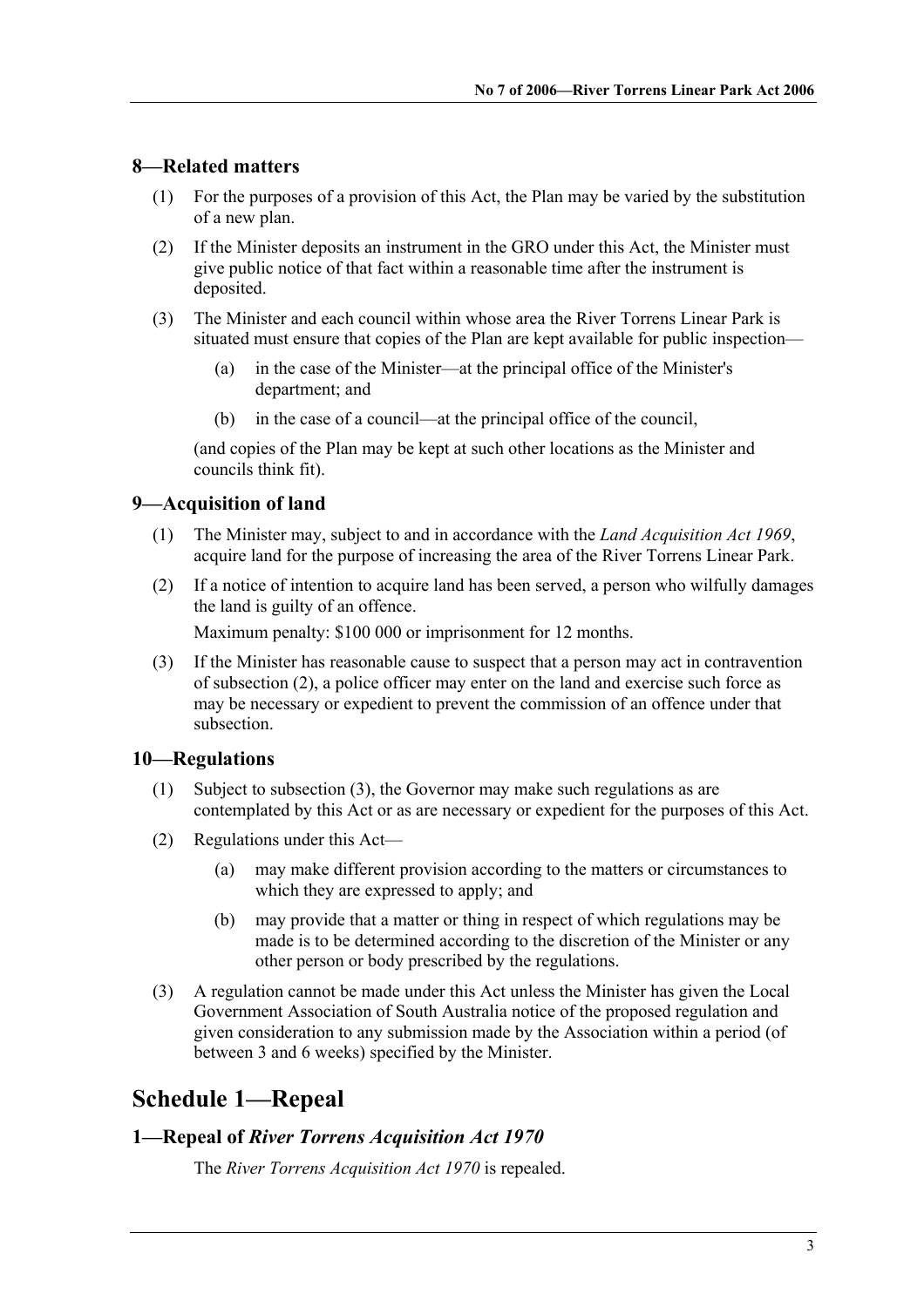## 8—Related matters

(1) For the purposes of a provision of this Act, the Plan may be varied by the substitution of a new plan.

(2) If the Minister deposits an instrument in the GRO under this Act, the Minister must give public notice of that fact within a reasonable time after the instrument is deposited.

(3) The Minister and each council within whose area the River Torrens Linear Park is situated must ensure that copies of the Plan are kept available for public inspection—

(a) in the case of the Minister—at the principal office of the Minister's department; and

(b) in the case of a council—at the principal office of the council,

(and copies of the Plan may be kept at such other locations as the Minister and councils think fit).

## 9—Acquisition of land

(1) The Minister may, subject to and in accordance with the *Land Acquisition Act 1969*, acquire land for the purpose of increasing the area of the River Torrens Linear Park.

(2) If a notice of intention to acquire land has been served, a person who wilfully damages the land is guilty of an offence.

Maximum penalty: $100 000 or imprisonment for 12 months.

(3) If the Minister has reasonable cause to suspect that a person may act in contravention of subsection (2), a police officer may enter on the land and exercise such force as may be necessary or expedient to prevent the commission of an offence under that subsection.

## 10—Regulations

(1) Subject to subsection (3), the Governor may make such regulations as are contemplated by this Act or as are necessary or expedient for the purposes of this Act.

(2) Regulations under this Act—

(a) may make different provision according to the matters or circumstances to which they are expressed to apply; and

(b) may provide that a matter or thing in respect of which regulations may be made is to be determined according to the discretion of the Minister or any other person or body prescribed by the regulations.

(3) A regulation cannot be made under this Act unless the Minister has given the Local Government Association of South Australia notice of the proposed regulation and given consideration to any submission made by the Association within a period (of between 3 and 6 weeks) specified by the Minister.

# Schedule 1—Repeal

## 1—Repeal of *River Torrens Acquisition Act 1970*

The *River Torrens Acquisition Act 1970* is repealed.